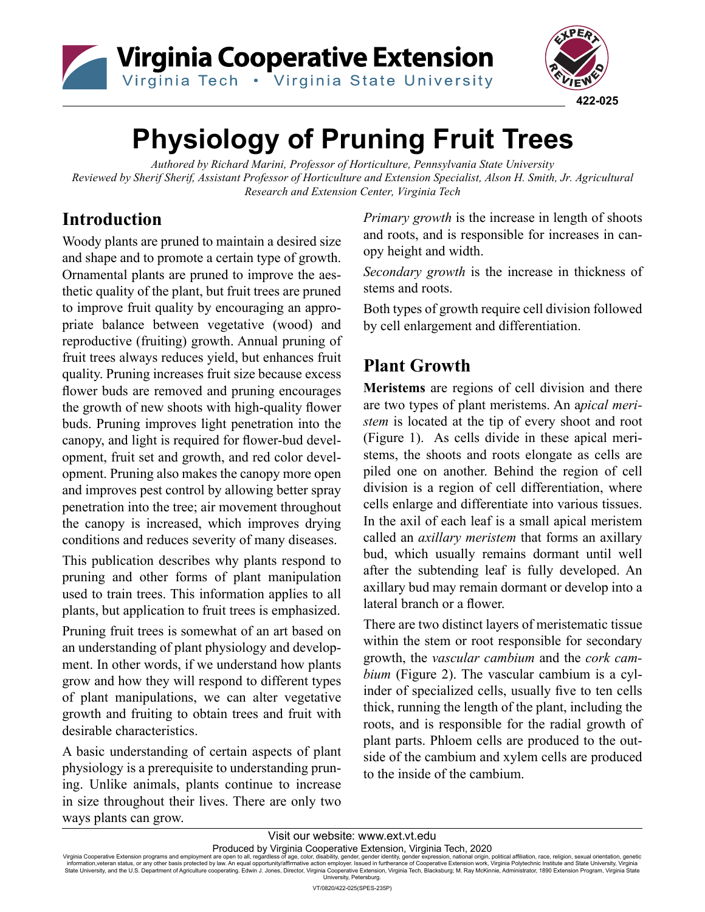Virginia Cooperative Extension
Virginia Tech • Virginia State University

422-025

# Physiology of Pruning Fruit Trees

*Authored by Richard Marini, Professor of Horticulture, Pennsylvania State University*
*Reviewed by Sherif Sherif, Assistant Professor of Horticulture and Extension Specialist, Alson H. Smith, Jr. Agricultural Research and Extension Center, Virginia Tech*

## Introduction

Woody plants are pruned to maintain a desired size and shape and to promote a certain type of growth. Ornamental plants are pruned to improve the aesthetic quality of the plant, but fruit trees are pruned to improve fruit quality by encouraging an appropriate balance between vegetative (wood) and reproductive (fruiting) growth. Annual pruning of fruit trees always reduces yield, but enhances fruit quality. Pruning increases fruit size because excess flower buds are removed and pruning encourages the growth of new shoots with high-quality flower buds. Pruning improves light penetration into the canopy, and light is required for flower-bud development, fruit set and growth, and red color development. Pruning also makes the canopy more open and improves pest control by allowing better spray penetration into the tree; air movement throughout the canopy is increased, which improves drying conditions and reduces severity of many diseases.

This publication describes why plants respond to pruning and other forms of plant manipulation used to train trees. This information applies to all plants, but application to fruit trees is emphasized.

Pruning fruit trees is somewhat of an art based on an understanding of plant physiology and development. In other words, if we understand how plants grow and how they will respond to different types of plant manipulations, we can alter vegetative growth and fruiting to obtain trees and fruit with desirable characteristics.

A basic understanding of certain aspects of plant physiology is a prerequisite to understanding pruning. Unlike animals, plants continue to increase in size throughout their lives. There are only two ways plants can grow.

*Primary growth* is the increase in length of shoots and roots, and is responsible for increases in canopy height and width.

*Secondary growth* is the increase in thickness of stems and roots.

Both types of growth require cell division followed by cell enlargement and differentiation.

## Plant Growth

**Meristems** are regions of cell division and there are two types of plant meristems. An *apical meristem* is located at the tip of every shoot and root (Figure 1). As cells divide in these apical meristems, the shoots and roots elongate as cells are piled one on another. Behind the region of cell division is a region of cell differentiation, where cells enlarge and differentiate into various tissues. In the axil of each leaf is a small apical meristem called an *axillary meristem* that forms an axillary bud, which usually remains dormant until well after the subtending leaf is fully developed. An axillary bud may remain dormant or develop into a lateral branch or a flower.

There are two distinct layers of meristematic tissue within the stem or root responsible for secondary growth, the *vascular cambium* and the *cork cambium* (Figure 2). The vascular cambium is a cylinder of specialized cells, usually five to ten cells thick, running the length of the plant, including the roots, and is responsible for the radial growth of plant parts. Phloem cells are produced to the outside of the cambium and xylem cells are produced to the inside of the cambium.

Visit our website: www.ext.vt.edu

Produced by Virginia Cooperative Extension, Virginia Tech, 2020

Virginia Cooperative Extension programs and employment are open to all, regardless of age, color, disability, gender, gender identity, gender expression, national origin, political affiliation, race, religion, sexual orientation, genetic information,veteran status, or any other basis protected by law. An equal opportunity/affirmative action employer. Issued in furtherance of Cooperative Extension work, Virginia Polytechnic Institute and State University, Virginia State University, and the U.S. Department of Agriculture cooperating. Edwin J. Jones, Director, Virginia Cooperative Extension, Virginia Tech, Blacksburg; M. Ray McKinnie, Administrator, 1890 Extension Program, Virginia State University, Petersburg.

VT/0820/422-025(SPES-235P)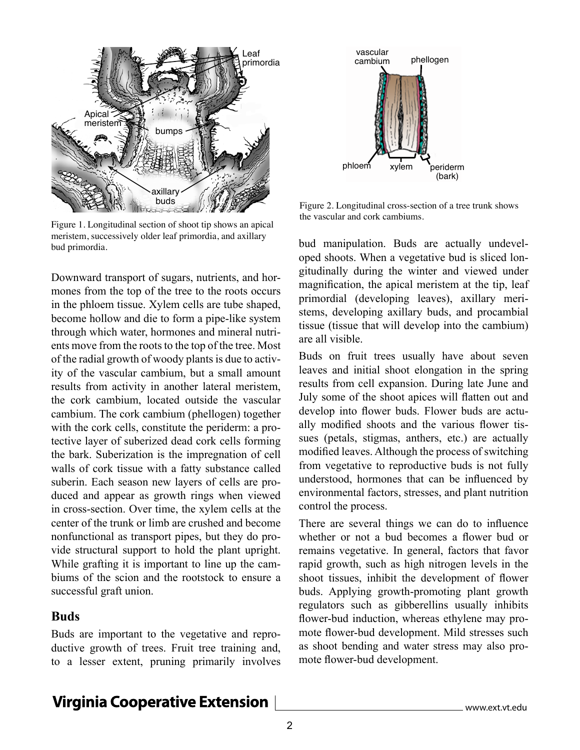Figure 1. Longitudinal section of shoot tip shows an apical meristem, successively older leaf primordia, and axillary bud primordia.

Downward transport of sugars, nutrients, and hormones from the top of the tree to the roots occurs in the phloem tissue. Xylem cells are tube shaped, become hollow and die to form a pipe-like system through which water, hormones and mineral nutrients move from the roots to the top of the tree. Most of the radial growth of woody plants is due to activity of the vascular cambium, but a small amount results from activity in another lateral meristem, the cork cambium, located outside the vascular cambium. The cork cambium (phellogen) together with the cork cells, constitute the periderm: a protective layer of suberized dead cork cells forming the bark. Suberization is the impregnation of cell walls of cork tissue with a fatty substance called suberin. Each season new layers of cells are produced and appear as growth rings when viewed in cross-section. Over time, the xylem cells at the center of the trunk or limb are crushed and become nonfunctional as transport pipes, but they do provide structural support to hold the plant upright. While grafting it is important to line up the cambiums of the scion and the rootstock to ensure a successful graft union.

## Buds

Buds are important to the vegetative and reproductive growth of trees. Fruit tree training and, to a lesser extent, pruning primarily involves bud manipulation. Buds are actually undeveloped shoots. When a vegetative bud is sliced longitudinally during the winter and viewed under magnification, the apical meristem at the tip, leaf primordial (developing leaves), axillary meristems, developing axillary buds, and procambial tissue (tissue that will develop into the cambium) are all visible.

Figure 2. Longitudinal cross-section of a tree trunk shows the vascular and cork cambiums.

Buds on fruit trees usually have about seven leaves and initial shoot elongation in the spring results from cell expansion. During late June and July some of the shoot apices will flatten out and develop into flower buds. Flower buds are actually modified shoots and the various flower tissues (petals, stigmas, anthers, etc.) are actually modified leaves. Although the process of switching from vegetative to reproductive buds is not fully understood, hormones that can be influenced by environmental factors, stresses, and plant nutrition control the process.

There are several things we can do to influence whether or not a bud becomes a flower bud or remains vegetative. In general, factors that favor rapid growth, such as high nitrogen levels in the shoot tissues, inhibit the development of flower buds. Applying growth-promoting plant growth regulators such as gibberellins usually inhibits flower-bud induction, whereas ethylene may promote flower-bud development. Mild stresses such as shoot bending and water stress may also promote flower-bud development.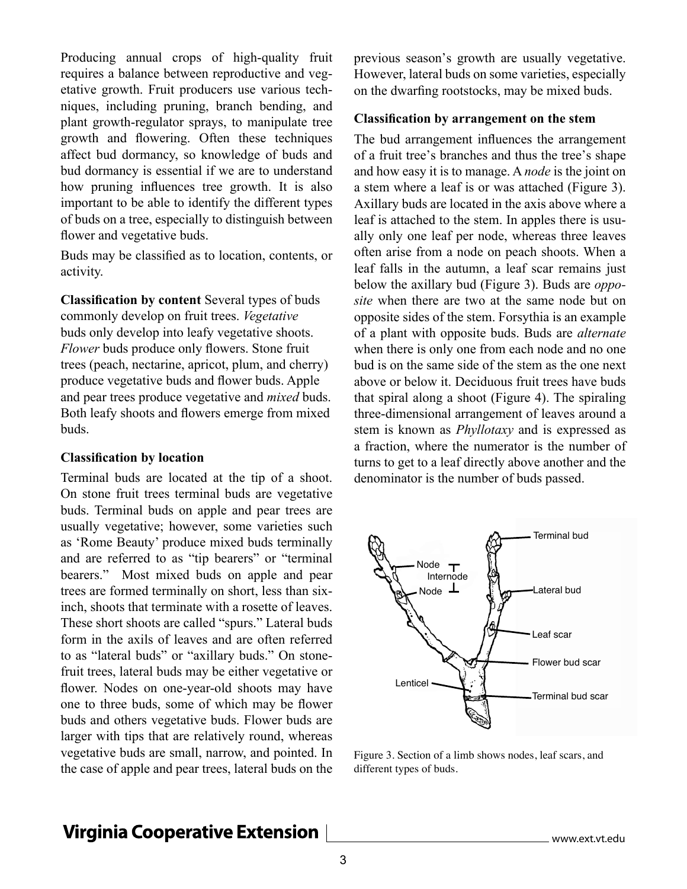Producing annual crops of high-quality fruit requires a balance between reproductive and vegetative growth. Fruit producers use various techniques, including pruning, branch bending, and plant growth-regulator sprays, to manipulate tree growth and flowering. Often these techniques affect bud dormancy, so knowledge of buds and bud dormancy is essential if we are to understand how pruning influences tree growth. It is also important to be able to identify the different types of buds on a tree, especially to distinguish between flower and vegetative buds.

Buds may be classified as to location, contents, or activity.

**Classification by content** Several types of buds commonly develop on fruit trees. *Vegetative* buds only develop into leafy vegetative shoots. *Flower* buds produce only flowers. Stone fruit trees (peach, nectarine, apricot, plum, and cherry) produce vegetative buds and flower buds. Apple and pear trees produce vegetative and *mixed* buds. Both leafy shoots and flowers emerge from mixed buds.

**Classification by location**

Terminal buds are located at the tip of a shoot. On stone fruit trees terminal buds are vegetative buds. Terminal buds on apple and pear trees are usually vegetative; however, some varieties such as 'Rome Beauty' produce mixed buds terminally and are referred to as "tip bearers" or "terminal bearers." Most mixed buds on apple and pear trees are formed terminally on short, less than six-inch, shoots that terminate with a rosette of leaves. These short shoots are called "spurs." Lateral buds form in the axils of leaves and are often referred to as "lateral buds" or "axillary buds." On stone-fruit trees, lateral buds may be either vegetative or flower. Nodes on one-year-old shoots may have one to three buds, some of which may be flower buds and others vegetative buds. Flower buds are larger with tips that are relatively round, whereas vegetative buds are small, narrow, and pointed. In the case of apple and pear trees, lateral buds on the previous season's growth are usually vegetative. However, lateral buds on some varieties, especially on the dwarfing rootstocks, may be mixed buds.

**Classification by arrangement on the stem**

The bud arrangement influences the arrangement of a fruit tree's branches and thus the tree's shape and how easy it is to manage. A *node* is the joint on a stem where a leaf is or was attached (Figure 3). Axillary buds are located in the axis above where a leaf is attached to the stem. In apples there is usually only one leaf per node, whereas three leaves often arise from a node on peach shoots. When a leaf falls in the autumn, a leaf scar remains just below the axillary bud (Figure 3). Buds are *opposite* when there are two at the same node but on opposite sides of the stem. Forsythia is an example of a plant with opposite buds. Buds are *alternate* when there is only one from each node and no one bud is on the same side of the stem as the one next above or below it. Deciduous fruit trees have buds that spiral along a shoot (Figure 4). The spiraling three-dimensional arrangement of leaves around a stem is known as *Phyllotaxy* and is expressed as a fraction, where the numerator is the number of turns to get to a leaf directly above another and the denominator is the number of buds passed.

Figure 3. Section of a limb shows nodes, leaf scars, and different types of buds.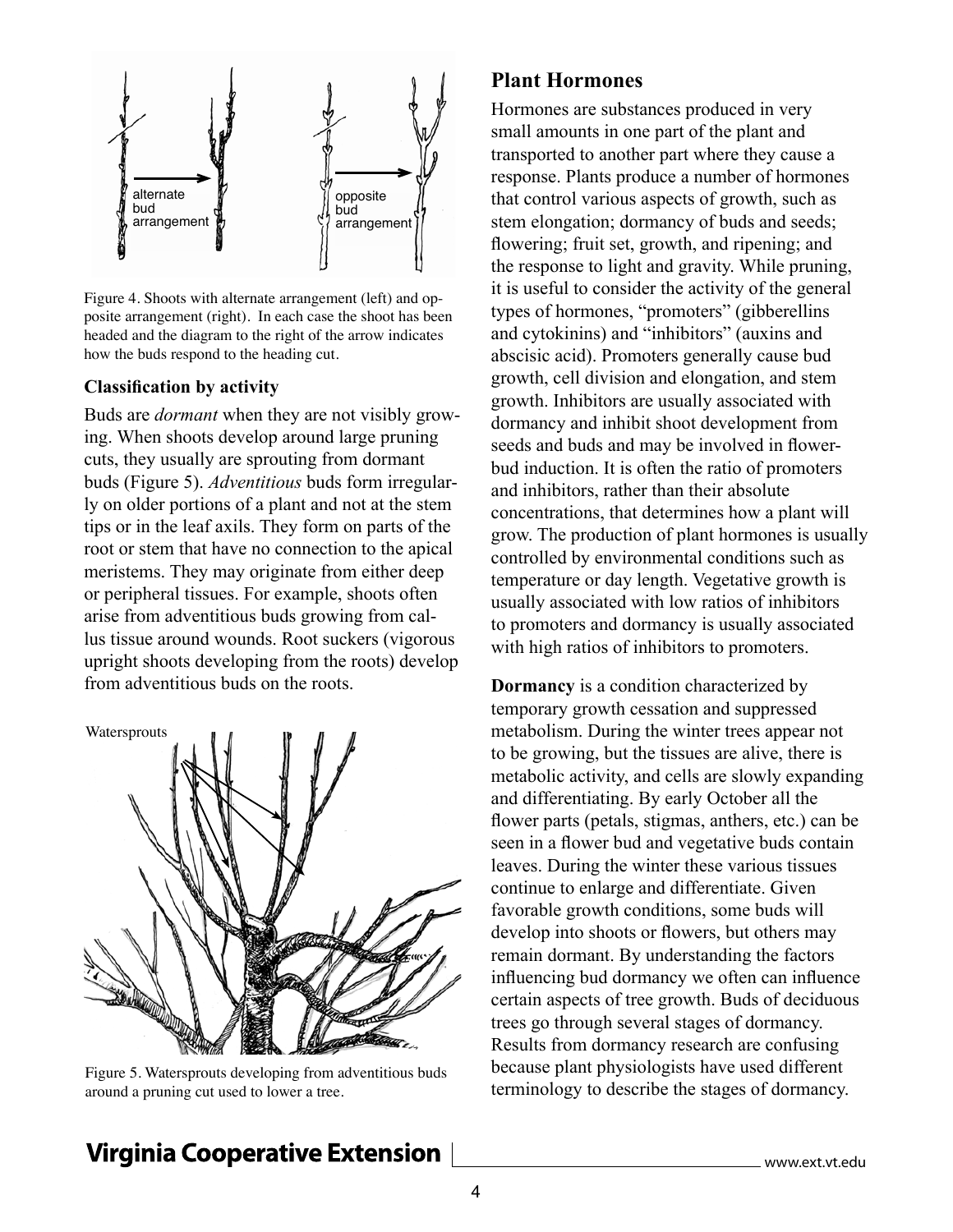Figure 4. Shoots with alternate arrangement (left) and opposite arrangement (right). In each case the shoot has been headed and the diagram to the right of the arrow indicates how the buds respond to the heading cut.

### Classification by activity

Buds are *dormant* when they are not visibly growing. When shoots develop around large pruning cuts, they usually are sprouting from dormant buds (Figure 5). *Adventitious* buds form irregularly on older portions of a plant and not at the stem tips or in the leaf axils. They form on parts of the root or stem that have no connection to the apical meristems. They may originate from either deep or peripheral tissues. For example, shoots often arise from adventitious buds growing from callus tissue around wounds. Root suckers (vigorous upright shoots developing from the roots) develop from adventitious buds on the roots.

Figure 5. Watersprouts developing from adventitious buds around a pruning cut used to lower a tree.

## Plant Hormones

Hormones are substances produced in very small amounts in one part of the plant and transported to another part where they cause a response. Plants produce a number of hormones that control various aspects of growth, such as stem elongation; dormancy of buds and seeds; flowering; fruit set, growth, and ripening; and the response to light and gravity. While pruning, it is useful to consider the activity of the general types of hormones, "promoters" (gibberellins and cytokinins) and "inhibitors" (auxins and abscisic acid). Promoters generally cause bud growth, cell division and elongation, and stem growth. Inhibitors are usually associated with dormancy and inhibit shoot development from seeds and buds and may be involved in flower-bud induction. It is often the ratio of promoters and inhibitors, rather than their absolute concentrations, that determines how a plant will grow. The production of plant hormones is usually controlled by environmental conditions such as temperature or day length. Vegetative growth is usually associated with low ratios of inhibitors to promoters and dormancy is usually associated with high ratios of inhibitors to promoters.

**Dormancy** is a condition characterized by temporary growth cessation and suppressed metabolism. During the winter trees appear not to be growing, but the tissues are alive, there is metabolic activity, and cells are slowly expanding and differentiating. By early October all the flower parts (petals, stigmas, anthers, etc.) can be seen in a flower bud and vegetative buds contain leaves. During the winter these various tissues continue to enlarge and differentiate. Given favorable growth conditions, some buds will develop into shoots or flowers, but others may remain dormant. By understanding the factors influencing bud dormancy we often can influence certain aspects of tree growth. Buds of deciduous trees go through several stages of dormancy. Results from dormancy research are confusing because plant physiologists have used different terminology to describe the stages of dormancy.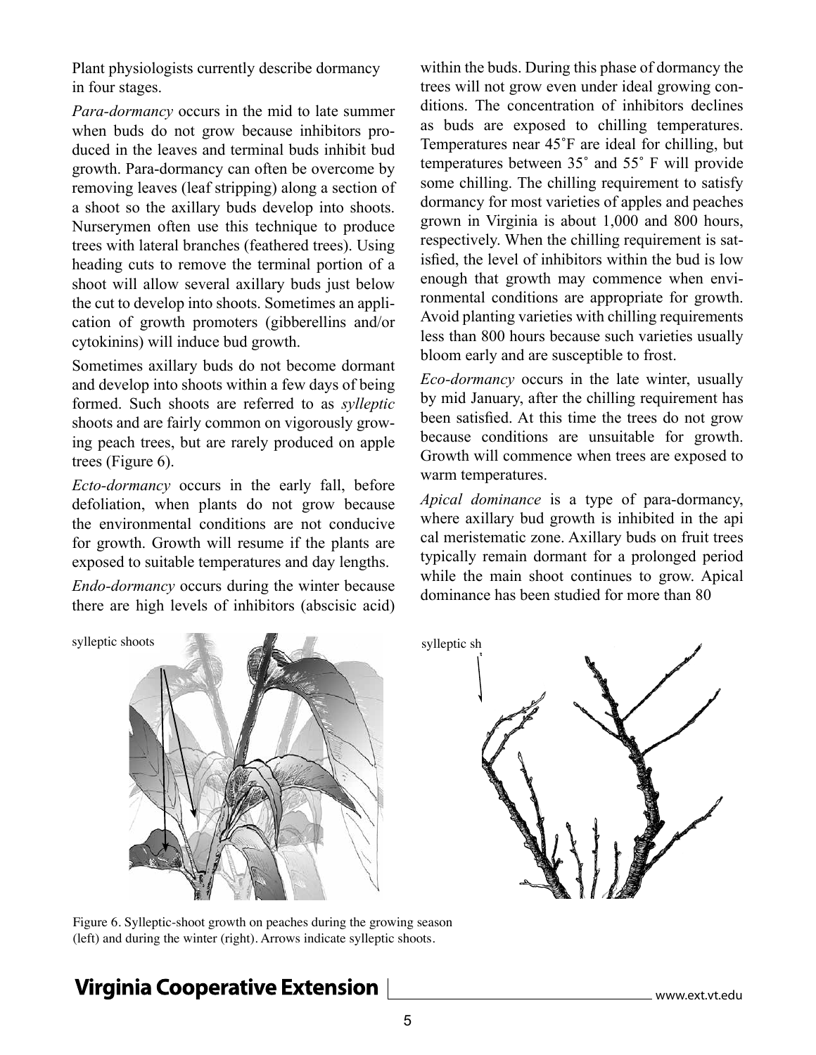Plant physiologists currently describe dormancy in four stages.

*Para-dormancy* occurs in the mid to late summer when buds do not grow because inhibitors produced in the leaves and terminal buds inhibit bud growth. Para-dormancy can often be overcome by removing leaves (leaf stripping) along a section of a shoot so the axillary buds develop into shoots. Nurserymen often use this technique to produce trees with lateral branches (feathered trees). Using heading cuts to remove the terminal portion of a shoot will allow several axillary buds just below the cut to develop into shoots. Sometimes an application of growth promoters (gibberellins and/or cytokinins) will induce bud growth.

Sometimes axillary buds do not become dormant and develop into shoots within a few days of being formed. Such shoots are referred to as *sylleptic* shoots and are fairly common on vigorously growing peach trees, but are rarely produced on apple trees (Figure 6).

*Ecto-dormancy* occurs in the early fall, before defoliation, when plants do not grow because the environmental conditions are not conducive for growth. Growth will resume if the plants are exposed to suitable temperatures and day lengths.

*Endo-dormancy* occurs during the winter because there are high levels of inhibitors (abscisic acid) within the buds. During this phase of dormancy the trees will not grow even under ideal growing conditions. The concentration of inhibitors declines as buds are exposed to chilling temperatures. Temperatures near 45˚F are ideal for chilling, but temperatures between 35˚ and 55˚ F will provide some chilling. The chilling requirement to satisfy dormancy for most varieties of apples and peaches grown in Virginia is about 1,000 and 800 hours, respectively. When the chilling requirement is satisfied, the level of inhibitors within the bud is low enough that growth may commence when environmental conditions are appropriate for growth. Avoid planting varieties with chilling requirements less than 800 hours because such varieties usually bloom early and are susceptible to frost.

*Eco-dormancy* occurs in the late winter, usually by mid January, after the chilling requirement has been satisfied. At this time the trees do not grow because conditions are unsuitable for growth. Growth will commence when trees are exposed to warm temperatures.

*Apical dominance* is a type of para-dormancy, where axillary bud growth is inhibited in the apical meristematic zone. Axillary buds on fruit trees typically remain dormant for a prolonged period while the main shoot continues to grow. Apical dominance has been studied for more than 80

sylleptic shoots

sylleptic sh

Figure 6. Sylleptic-shoot growth on peaches during the growing season (left) and during the winter (right). Arrows indicate sylleptic shoots.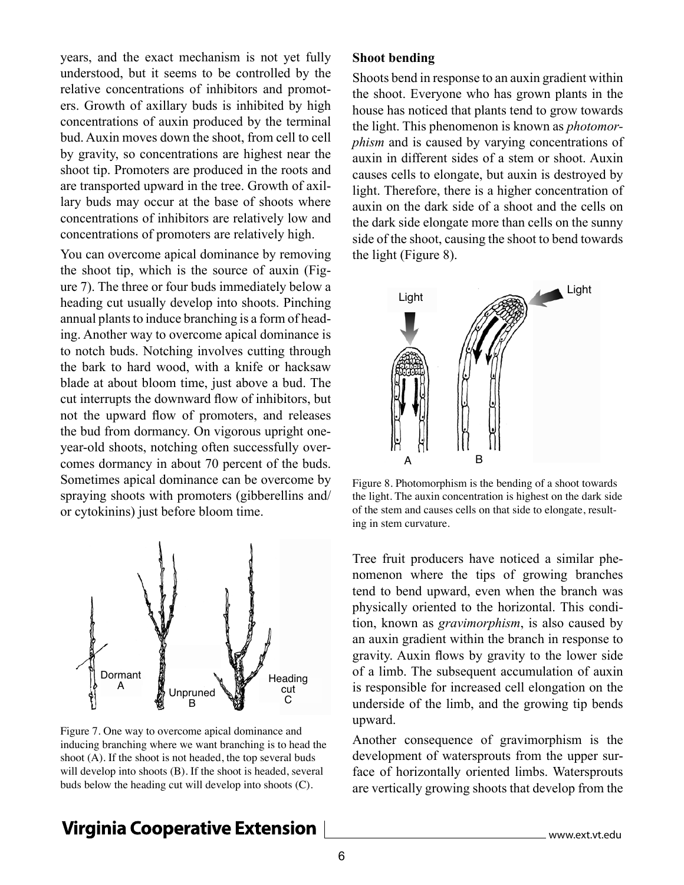years, and the exact mechanism is not yet fully understood, but it seems to be controlled by the relative concentrations of inhibitors and promoters. Growth of axillary buds is inhibited by high concentrations of auxin produced by the terminal bud. Auxin moves down the shoot, from cell to cell by gravity, so concentrations are highest near the shoot tip. Promoters are produced in the roots and are transported upward in the tree. Growth of axillary buds may occur at the base of shoots where concentrations of inhibitors are relatively low and concentrations of promoters are relatively high.

You can overcome apical dominance by removing the shoot tip, which is the source of auxin (Figure 7). The three or four buds immediately below a heading cut usually develop into shoots. Pinching annual plants to induce branching is a form of heading. Another way to overcome apical dominance is to notch buds. Notching involves cutting through the bark to hard wood, with a knife or hacksaw blade at about bloom time, just above a bud. The cut interrupts the downward flow of inhibitors, but not the upward flow of promoters, and releases the bud from dormancy. On vigorous upright one-year-old shoots, notching often successfully overcomes dormancy in about 70 percent of the buds. Sometimes apical dominance can be overcome by spraying shoots with promoters (gibberellins and/or cytokinins) just before bloom time.

Figure 7. One way to overcome apical dominance and inducing branching where we want branching is to head the shoot (A). If the shoot is not headed, the top several buds will develop into shoots (B). If the shoot is headed, several buds below the heading cut will develop into shoots (C).

### Shoot bending

Shoots bend in response to an auxin gradient within the shoot. Everyone who has grown plants in the house has noticed that plants tend to grow towards the light. This phenomenon is known as *photomorphism* and is caused by varying concentrations of auxin in different sides of a stem or shoot. Auxin causes cells to elongate, but auxin is destroyed by light. Therefore, there is a higher concentration of auxin on the dark side of a shoot and the cells on the dark side elongate more than cells on the sunny side of the shoot, causing the shoot to bend towards the light (Figure 8).

Figure 8. Photomorphism is the bending of a shoot towards the light. The auxin concentration is highest on the dark side of the stem and causes cells on that side to elongate, resulting in stem curvature.

Tree fruit producers have noticed a similar phenomenon where the tips of growing branches tend to bend upward, even when the branch was physically oriented to the horizontal. This condition, known as *gravimorphism*, is also caused by an auxin gradient within the branch in response to gravity. Auxin flows by gravity to the lower side of a limb. The subsequent accumulation of auxin is responsible for increased cell elongation on the underside of the limb, and the growing tip bends upward.

Another consequence of gravimorphism is the development of watersprouts from the upper surface of horizontally oriented limbs. Watersprouts are vertically growing shoots that develop from the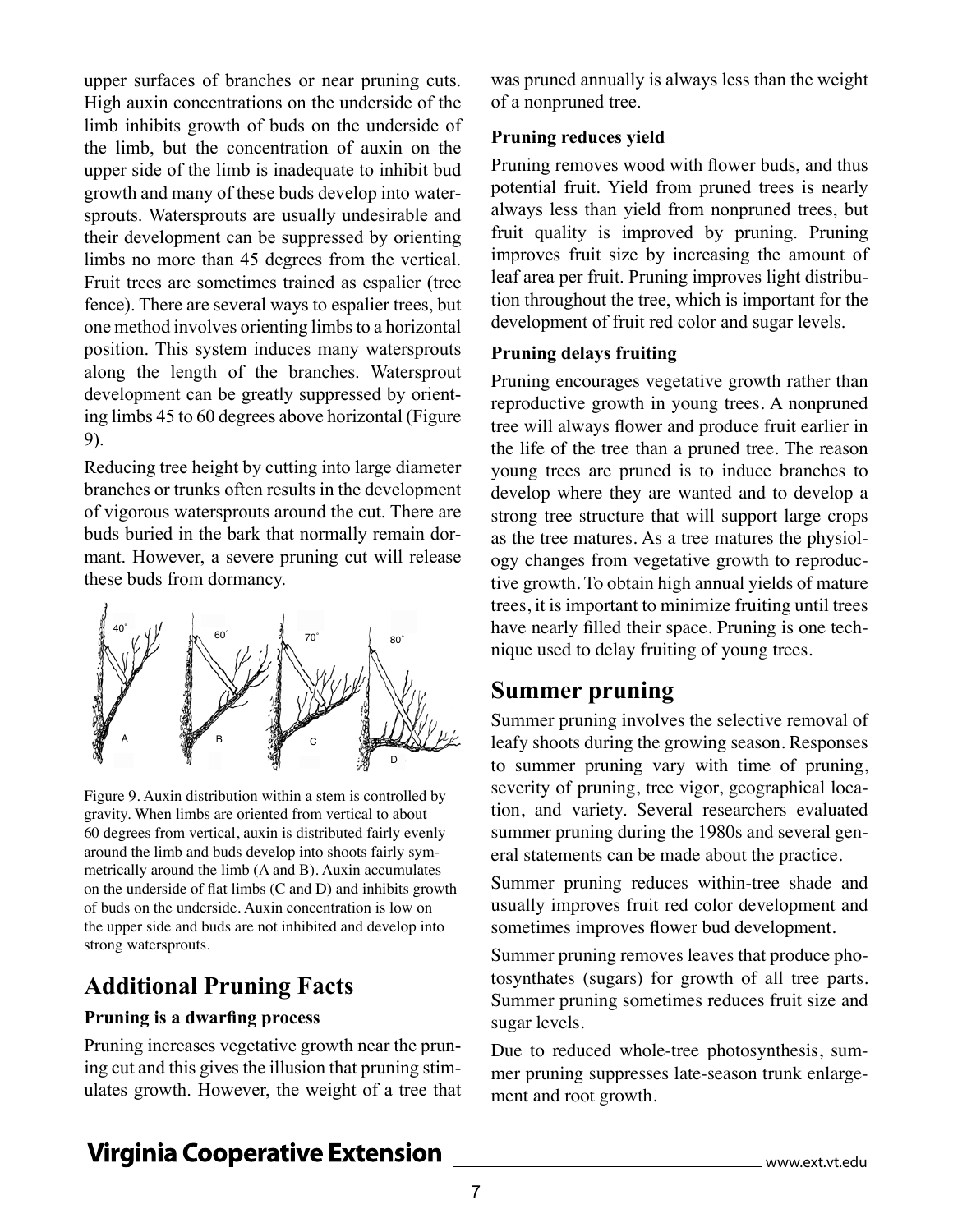upper surfaces of branches or near pruning cuts. High auxin concentrations on the underside of the limb inhibits growth of buds on the underside of the limb, but the concentration of auxin on the upper side of the limb is inadequate to inhibit bud growth and many of these buds develop into watersprouts. Watersprouts are usually undesirable and their development can be suppressed by orienting limbs no more than 45 degrees from the vertical. Fruit trees are sometimes trained as espalier (tree fence). There are several ways to espalier trees, but one method involves orienting limbs to a horizontal position. This system induces many watersprouts along the length of the branches. Watersprout development can be greatly suppressed by orienting limbs 45 to 60 degrees above horizontal (Figure 9).

Reducing tree height by cutting into large diameter branches or trunks often results in the development of vigorous watersprouts around the cut. There are buds buried in the bark that normally remain dormant. However, a severe pruning cut will release these buds from dormancy.

Figure 9. Auxin distribution within a stem is controlled by gravity. When limbs are oriented from vertical to about 60 degrees from vertical, auxin is distributed fairly evenly around the limb and buds develop into shoots fairly symmetrically around the limb (A and B). Auxin accumulates on the underside of flat limbs (C and D) and inhibits growth of buds on the underside. Auxin concentration is low on the upper side and buds are not inhibited and develop into strong watersprouts.

## Additional Pruning Facts

### Pruning is a dwarfing process

Pruning increases vegetative growth near the pruning cut and this gives the illusion that pruning stimulates growth. However, the weight of a tree that was pruned annually is always less than the weight of a nonpruned tree.

### Pruning reduces yield

Pruning removes wood with flower buds, and thus potential fruit. Yield from pruned trees is nearly always less than yield from nonpruned trees, but fruit quality is improved by pruning. Pruning improves fruit size by increasing the amount of leaf area per fruit. Pruning improves light distribution throughout the tree, which is important for the development of fruit red color and sugar levels.

### Pruning delays fruiting

Pruning encourages vegetative growth rather than reproductive growth in young trees. A nonpruned tree will always flower and produce fruit earlier in the life of the tree than a pruned tree. The reason young trees are pruned is to induce branches to develop where they are wanted and to develop a strong tree structure that will support large crops as the tree matures. As a tree matures the physiology changes from vegetative growth to reproductive growth. To obtain high annual yields of mature trees, it is important to minimize fruiting until trees have nearly filled their space. Pruning is one technique used to delay fruiting of young trees.

## Summer pruning

Summer pruning involves the selective removal of leafy shoots during the growing season. Responses to summer pruning vary with time of pruning, severity of pruning, tree vigor, geographical location, and variety. Several researchers evaluated summer pruning during the 1980s and several general statements can be made about the practice.

Summer pruning reduces within-tree shade and usually improves fruit red color development and sometimes improves flower bud development.

Summer pruning removes leaves that produce photosynthates (sugars) for growth of all tree parts. Summer pruning sometimes reduces fruit size and sugar levels.

Due to reduced whole-tree photosynthesis, summer pruning suppresses late-season trunk enlargement and root growth.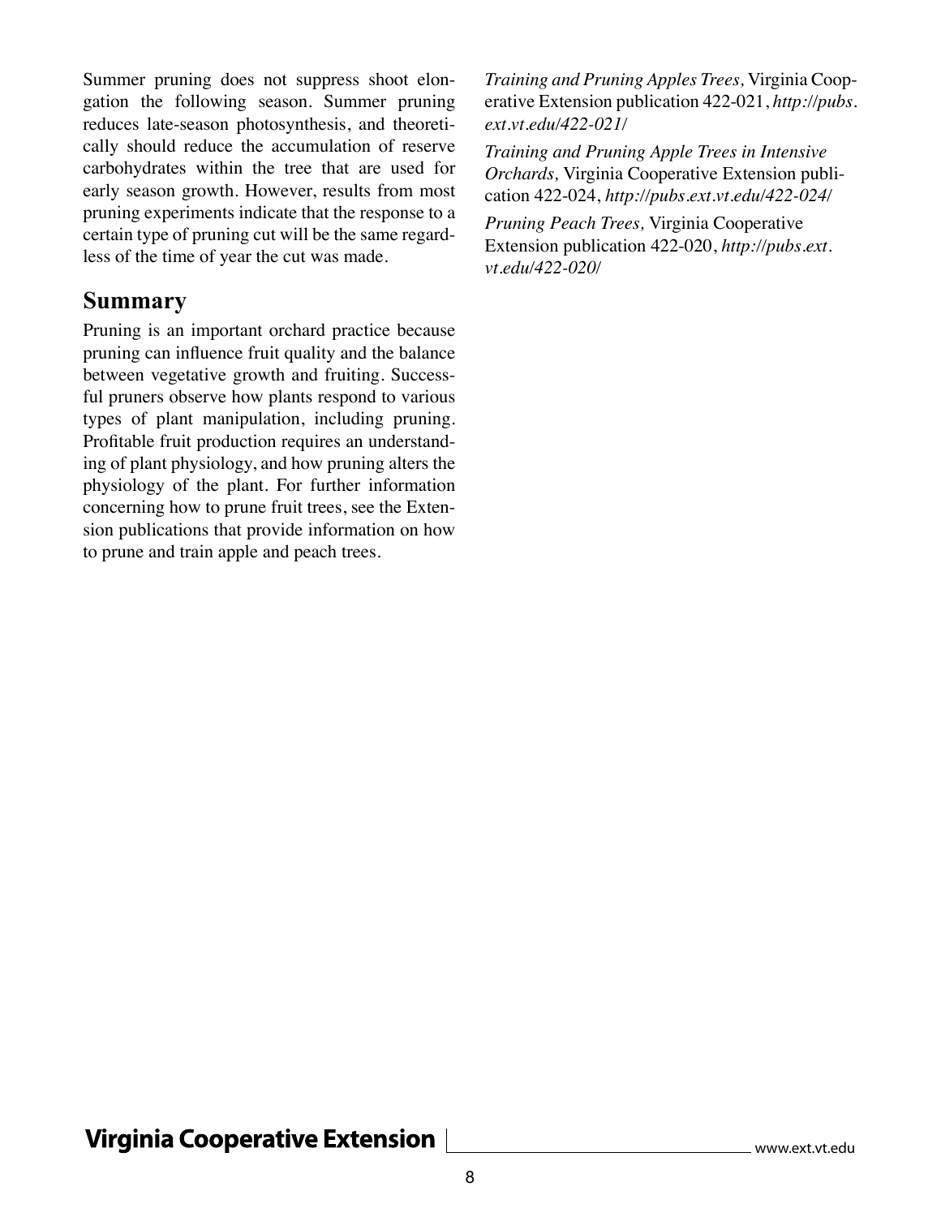Summer pruning does not suppress shoot elongation the following season. Summer pruning reduces late-season photosynthesis, and theoretically should reduce the accumulation of reserve carbohydrates within the tree that are used for early season growth. However, results from most pruning experiments indicate that the response to a certain type of pruning cut will be the same regardless of the time of year the cut was made.

## Summary

Pruning is an important orchard practice because pruning can influence fruit quality and the balance between vegetative growth and fruiting. Successful pruners observe how plants respond to various types of plant manipulation, including pruning. Profitable fruit production requires an understanding of plant physiology, and how pruning alters the physiology of the plant. For further information concerning how to prune fruit trees, see the Extension publications that provide information on how to prune and train apple and peach trees.

*Training and Pruning Apples Trees,* Virginia Cooperative Extension publication 422-021, *http://pubs.ext.vt.edu/422-021/*

*Training and Pruning Apple Trees in Intensive Orchards,* Virginia Cooperative Extension publication 422-024, *http://pubs.ext.vt.edu/422-024/*

*Pruning Peach Trees,* Virginia Cooperative Extension publication 422-020, *http://pubs.ext.vt.edu/422-020/*